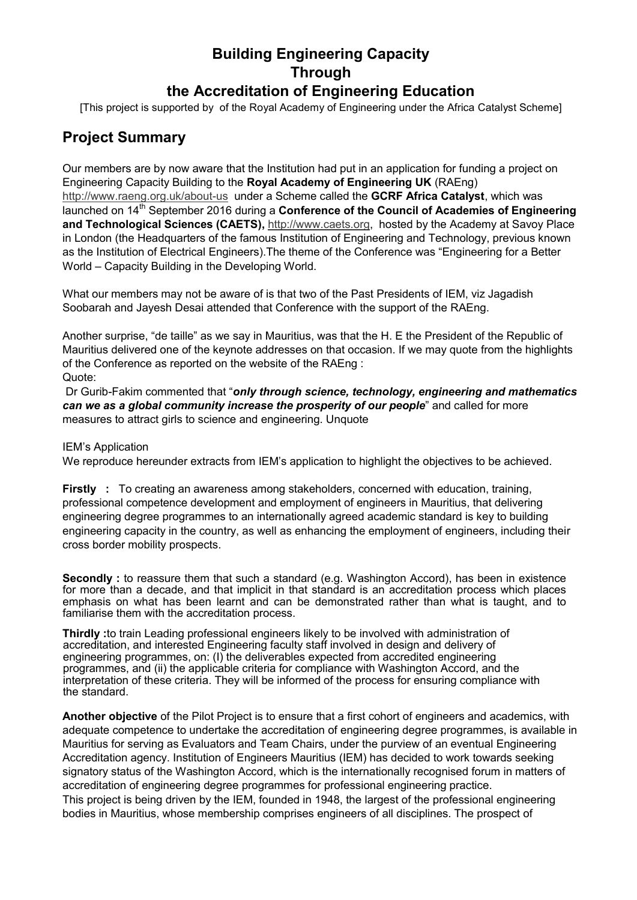# Building Engineering Capacity Through the Accreditation of Engineering Education

[This project is supported by of the Royal Academy of Engineering under the Africa Catalyst Scheme]

## Project Summary

Our members are by now aware that the Institution had put in an application for funding a project on Engineering Capacity Building to the **Royal Academy of Engineering UK** (RAEng) http://www.raeng.org.uk/about-us under a Scheme called the **GCRF Africa Catalyst**, which was launched on 14th September 2016 during a **Conference of the Council of Academies of Engineering and Technological Sciences (CAETS),** http://www.caets.org, hosted by the Academy at Savoy Place in London (the Headquarters of the famous Institution of Engineering and Technology, previous known as the Institution of Electrical Engineers).The theme of the Conference was "Engineering for a Better World – Capacity Building in the Developing World.

What our members may not be aware of is that two of the Past Presidents of IEM, viz Jagadish Soobarah and Jayesh Desai attended that Conference with the support of the RAEng.

Another surprise, "de taille" as we say in Mauritius, was that the H. E the President of the Republic of Mauritius delivered one of the keynote addresses on that occasion. If we may quote from the highlights of the Conference as reported on the website of the RAEng :

Quote:

Dr Gurib-Fakim commented that "***only through science, technology, engineering and mathematics can we as a global community increase the prosperity of our people***" and called for more measures to attract girls to science and engineering. Unquote

IEM's Application

We reproduce hereunder extracts from IEM's application to highlight the objectives to be achieved.

**Firstly :** To creating an awareness among stakeholders, concerned with education, training, professional competence development and employment of engineers in Mauritius, that delivering engineering degree programmes to an internationally agreed academic standard is key to building engineering capacity in the country, as well as enhancing the employment of engineers, including their cross border mobility prospects.

**Secondly :** to reassure them that such a standard (e.g. Washington Accord), has been in existence for more than a decade, and that implicit in that standard is an accreditation process which places emphasis on what has been learnt and can be demonstrated rather than what is taught, and to familiarise them with the accreditation process.

**Thirdly :**to train Leading professional engineers likely to be involved with administration of accreditation, and interested Engineering faculty staff involved in design and delivery of engineering programmes, on: (I) the deliverables expected from accredited engineering programmes, and (ii) the applicable criteria for compliance with Washington Accord, and the interpretation of these criteria. They will be informed of the process for ensuring compliance with the standard.

**Another objective** of the Pilot Project is to ensure that a first cohort of engineers and academics, with adequate competence to undertake the accreditation of engineering degree programmes, is available in Mauritius for serving as Evaluators and Team Chairs, under the purview of an eventual Engineering Accreditation agency. Institution of Engineers Mauritius (IEM) has decided to work towards seeking signatory status of the Washington Accord, which is the internationally recognised forum in matters of accreditation of engineering degree programmes for professional engineering practice.

This project is being driven by the IEM, founded in 1948, the largest of the professional engineering bodies in Mauritius, whose membership comprises engineers of all disciplines. The prospect of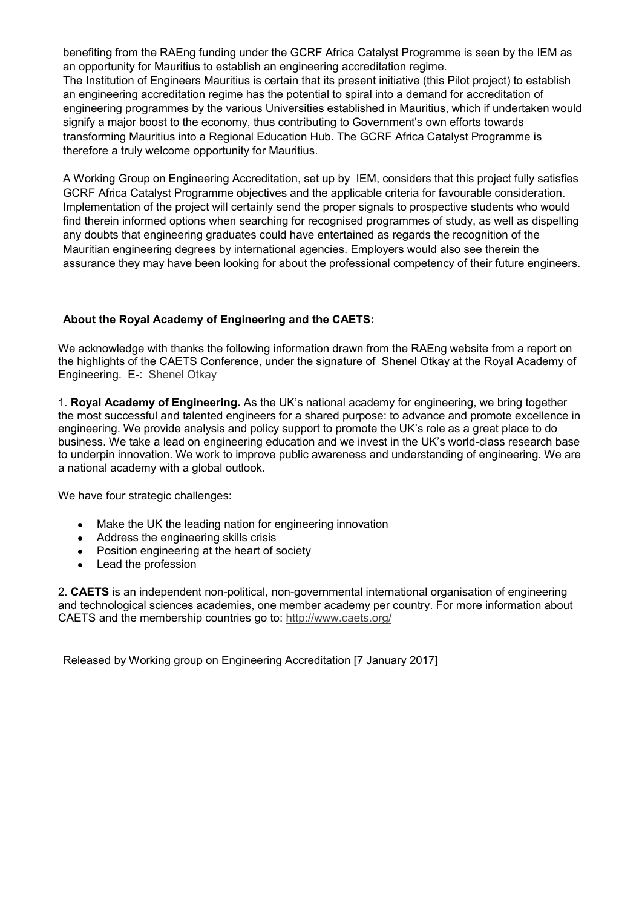benefiting from the RAEng funding under the GCRF Africa Catalyst Programme is seen by the IEM as an opportunity for Mauritius to establish an engineering accreditation regime.
The Institution of Engineers Mauritius is certain that its present initiative (this Pilot project) to establish an engineering accreditation regime has the potential to spiral into a demand for accreditation of engineering programmes by the various Universities established in Mauritius, which if undertaken would signify a major boost to the economy, thus contributing to Government's own efforts towards transforming Mauritius into a Regional Education Hub. The GCRF Africa Catalyst Programme is therefore a truly welcome opportunity for Mauritius.

A Working Group on Engineering Accreditation, set up by IEM, considers that this project fully satisfies GCRF Africa Catalyst Programme objectives and the applicable criteria for favourable consideration. Implementation of the project will certainly send the proper signals to prospective students who would find therein informed options when searching for recognised programmes of study, as well as dispelling any doubts that engineering graduates could have entertained as regards the recognition of the Mauritian engineering degrees by international agencies. Employers would also see therein the assurance they may have been looking for about the professional competency of their future engineers.

**About the Royal Academy of Engineering and the CAETS:**

We acknowledge with thanks the following information drawn from the RAEng website from a report on the highlights of the CAETS Conference, under the signature of Shenel Otkay at the Royal Academy of Engineering. E-: Shenel Otkay

1. **Royal Academy of Engineering.** As the UK's national academy for engineering, we bring together the most successful and talented engineers for a shared purpose: to advance and promote excellence in engineering. We provide analysis and policy support to promote the UK's role as a great place to do business. We take a lead on engineering education and we invest in the UK's world-class research base to underpin innovation. We work to improve public awareness and understanding of engineering. We are a national academy with a global outlook.

We have four strategic challenges:

- Make the UK the leading nation for engineering innovation
- Address the engineering skills crisis
- Position engineering at the heart of society
- Lead the profession

2. **CAETS** is an independent non-political, non-governmental international organisation of engineering and technological sciences academies, one member academy per country. For more information about CAETS and the membership countries go to: http://www.caets.org/

Released by Working group on Engineering Accreditation [7 January 2017]